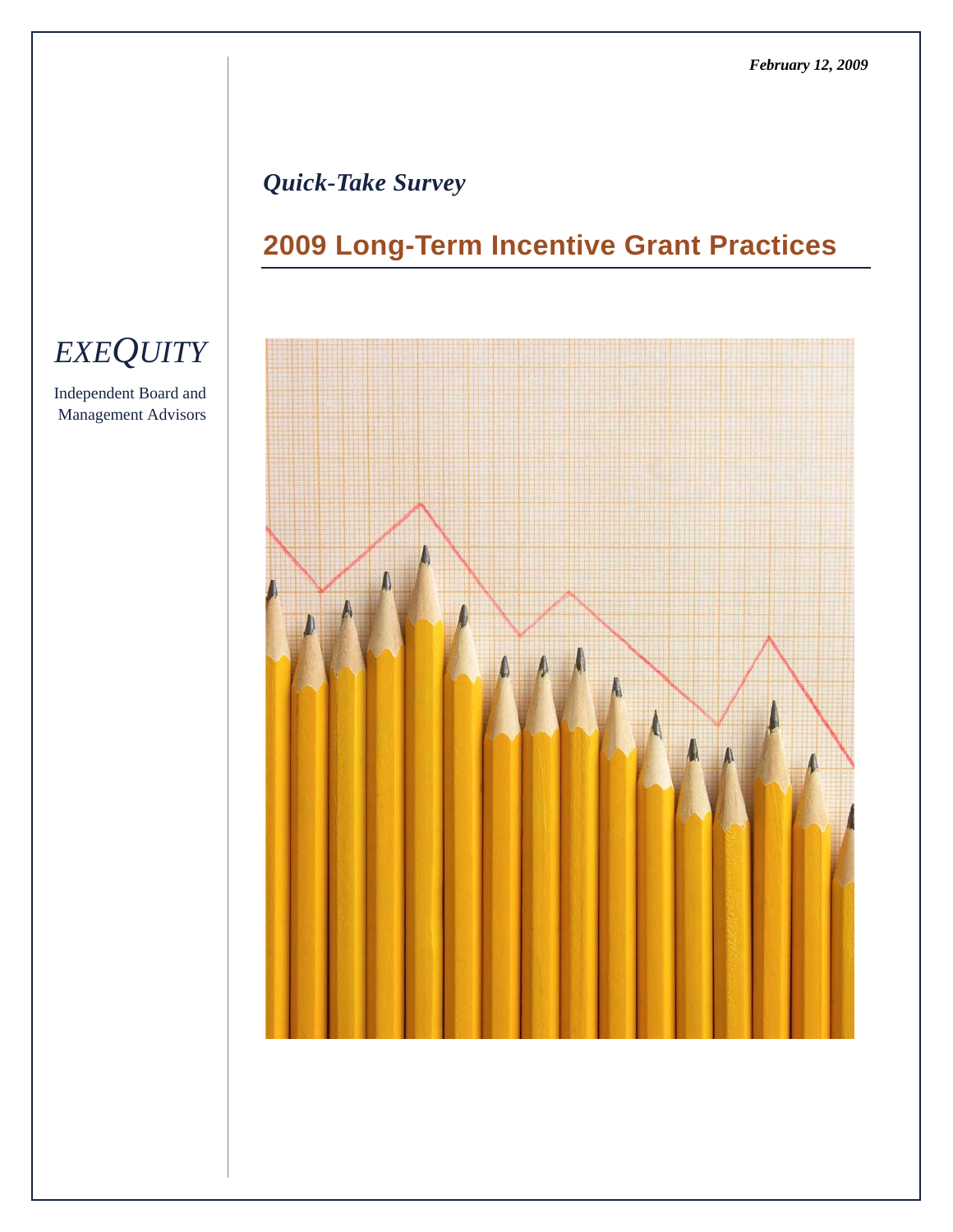*February 12, 2009*

*Quick-Take Survey*

# 2009 Long-Term Incentive Grant Practices

*EXEQUITY*

Independent Board and Management Advisors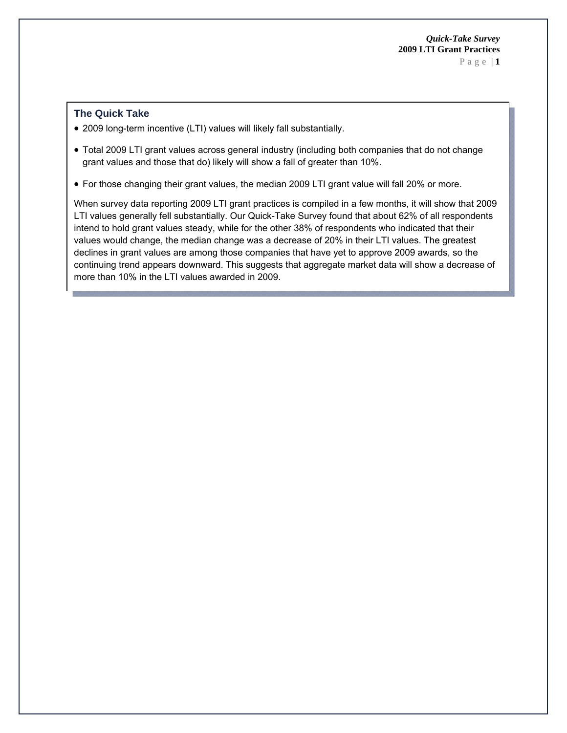## The Quick Take

- 2009 long-term incentive (LTI) values will likely fall substantially.
- Total 2009 LTI grant values across general industry (including both companies that do not change grant values and those that do) likely will show a fall of greater than 10%.
- For those changing their grant values, the median 2009 LTI grant value will fall 20% or more.

When survey data reporting 2009 LTI grant practices is compiled in a few months, it will show that 2009 LTI values generally fell substantially. Our Quick-Take Survey found that about 62% of all respondents intend to hold grant values steady, while for the other 38% of respondents who indicated that their values would change, the median change was a decrease of 20% in their LTI values. The greatest declines in grant values are among those companies that have yet to approve 2009 awards, so the continuing trend appears downward. This suggests that aggregate market data will show a decrease of more than 10% in the LTI values awarded in 2009.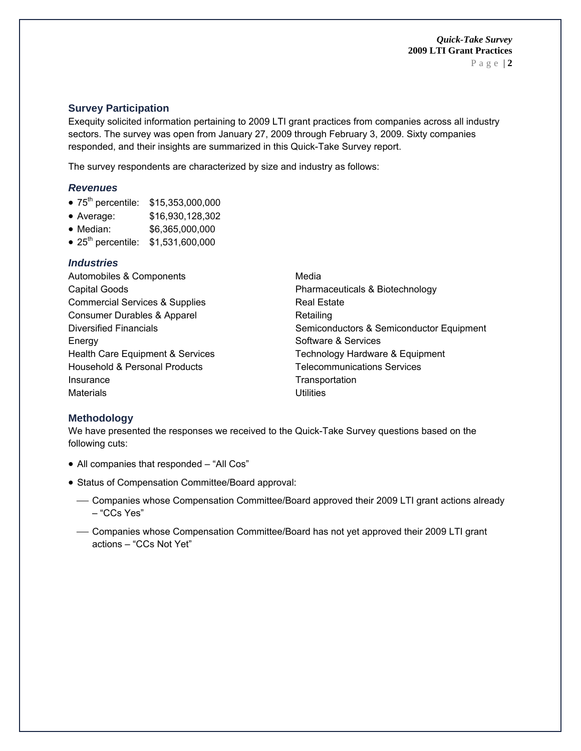## Survey Participation

Exequity solicited information pertaining to 2009 LTI grant practices from companies across all industry sectors. The survey was open from January 27, 2009 through February 3, 2009. Sixty companies responded, and their insights are summarized in this Quick-Take Survey report.

The survey respondents are characterized by size and industry as follows:

### *Revenues*

- 75th percentile: $15,353,000,000
- Average: $16,930,128,302
- Median: $6,365,000,000
- 25th percentile: $1,531,600,000

### *Industries*

Automobiles & Components
Capital Goods
Commercial Services & Supplies
Consumer Durables & Apparel
Diversified Financials
Energy
Health Care Equipment & Services
Household & Personal Products
Insurance
Materials
Media
Pharmaceuticals & Biotechnology
Real Estate
Retailing
Semiconductors & Semiconductor Equipment
Software & Services
Technology Hardware & Equipment
Telecommunications Services
Transportation
Utilities

## Methodology

We have presented the responses we received to the Quick-Take Survey questions based on the following cuts:

- All companies that responded – "All Cos"
- Status of Compensation Committee/Board approval:
  - Companies whose Compensation Committee/Board approved their 2009 LTI grant actions already – "CCs Yes"
  - Companies whose Compensation Committee/Board has not yet approved their 2009 LTI grant actions – "CCs Not Yet"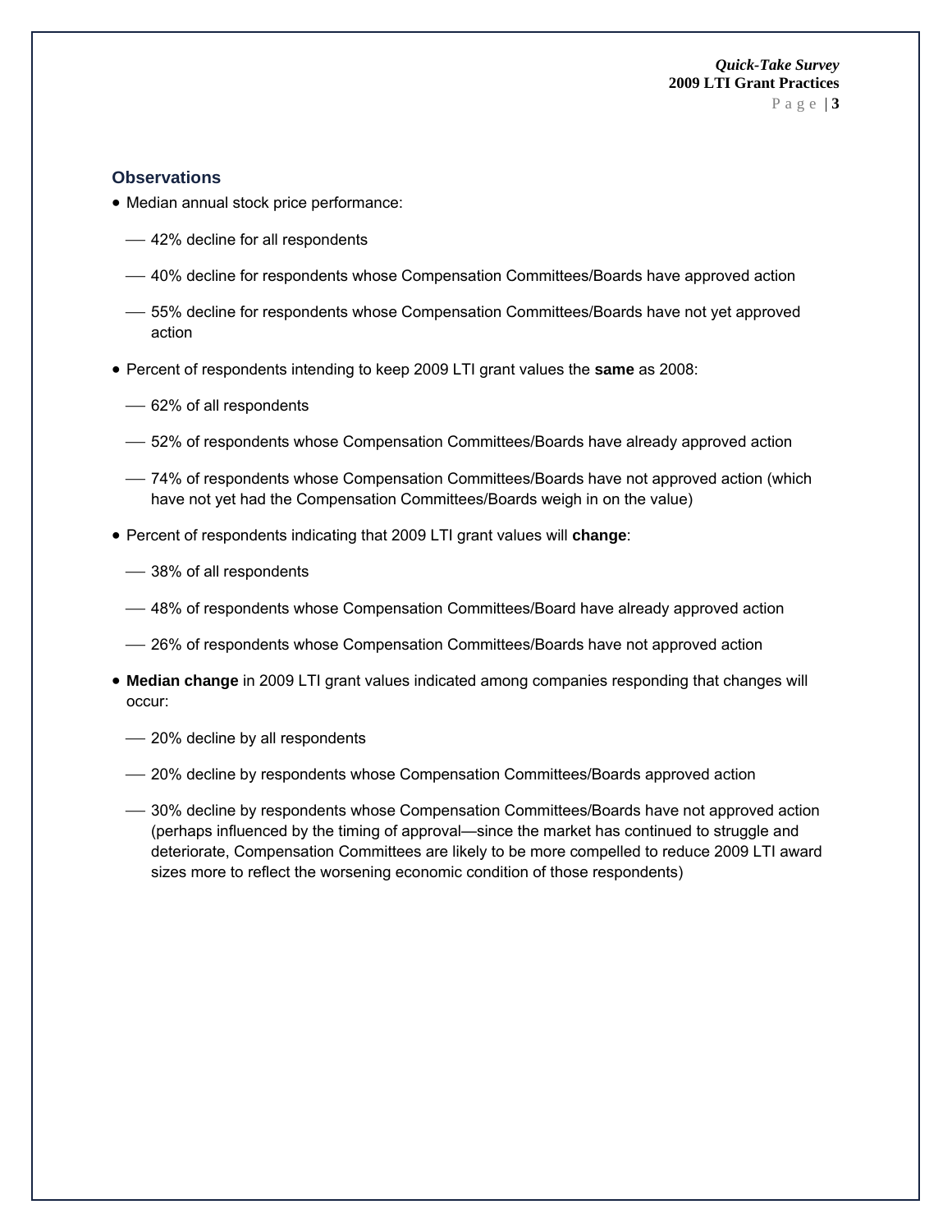## Observations

- Median annual stock price performance:
  - 42% decline for all respondents
  - 40% decline for respondents whose Compensation Committees/Boards have approved action
  - 55% decline for respondents whose Compensation Committees/Boards have not yet approved action
- Percent of respondents intending to keep 2009 LTI grant values the **same** as 2008:
  - 62% of all respondents
  - 52% of respondents whose Compensation Committees/Boards have already approved action
  - 74% of respondents whose Compensation Committees/Boards have not approved action (which have not yet had the Compensation Committees/Boards weigh in on the value)
- Percent of respondents indicating that 2009 LTI grant values will **change**:
  - 38% of all respondents
  - 48% of respondents whose Compensation Committees/Board have already approved action
  - 26% of respondents whose Compensation Committees/Boards have not approved action
- **Median change** in 2009 LTI grant values indicated among companies responding that changes will occur:
  - 20% decline by all respondents
  - 20% decline by respondents whose Compensation Committees/Boards approved action
  - 30% decline by respondents whose Compensation Committees/Boards have not approved action (perhaps influenced by the timing of approval—since the market has continued to struggle and deteriorate, Compensation Committees are likely to be more compelled to reduce 2009 LTI award sizes more to reflect the worsening economic condition of those respondents)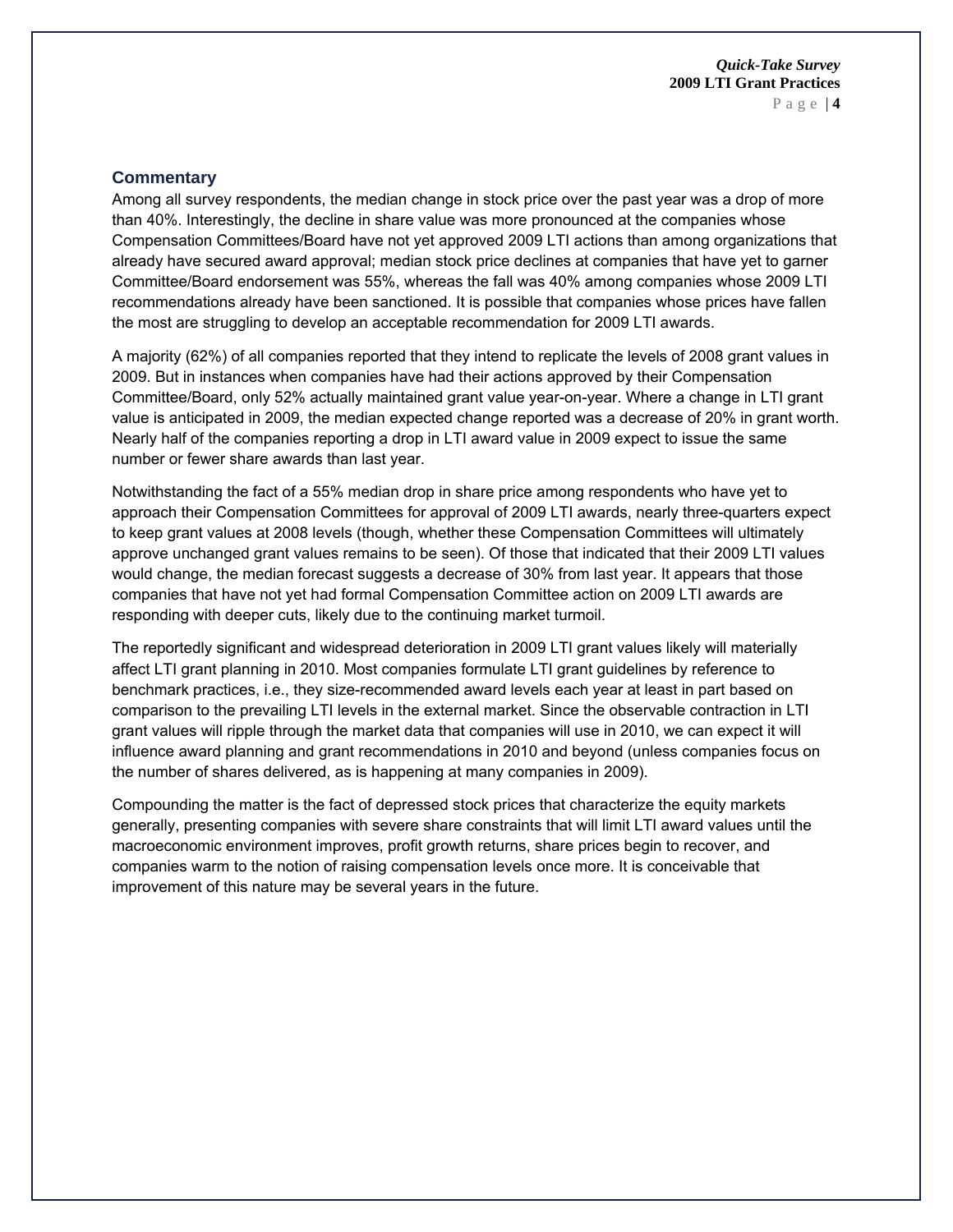## Commentary

Among all survey respondents, the median change in stock price over the past year was a drop of more than 40%. Interestingly, the decline in share value was more pronounced at the companies whose Compensation Committees/Board have not yet approved 2009 LTI actions than among organizations that already have secured award approval; median stock price declines at companies that have yet to garner Committee/Board endorsement was 55%, whereas the fall was 40% among companies whose 2009 LTI recommendations already have been sanctioned. It is possible that companies whose prices have fallen the most are struggling to develop an acceptable recommendation for 2009 LTI awards.

A majority (62%) of all companies reported that they intend to replicate the levels of 2008 grant values in 2009. But in instances when companies have had their actions approved by their Compensation Committee/Board, only 52% actually maintained grant value year-on-year. Where a change in LTI grant value is anticipated in 2009, the median expected change reported was a decrease of 20% in grant worth. Nearly half of the companies reporting a drop in LTI award value in 2009 expect to issue the same number or fewer share awards than last year.

Notwithstanding the fact of a 55% median drop in share price among respondents who have yet to approach their Compensation Committees for approval of 2009 LTI awards, nearly three-quarters expect to keep grant values at 2008 levels (though, whether these Compensation Committees will ultimately approve unchanged grant values remains to be seen). Of those that indicated that their 2009 LTI values would change, the median forecast suggests a decrease of 30% from last year. It appears that those companies that have not yet had formal Compensation Committee action on 2009 LTI awards are responding with deeper cuts, likely due to the continuing market turmoil.

The reportedly significant and widespread deterioration in 2009 LTI grant values likely will materially affect LTI grant planning in 2010. Most companies formulate LTI grant guidelines by reference to benchmark practices, i.e., they size-recommended award levels each year at least in part based on comparison to the prevailing LTI levels in the external market. Since the observable contraction in LTI grant values will ripple through the market data that companies will use in 2010, we can expect it will influence award planning and grant recommendations in 2010 and beyond (unless companies focus on the number of shares delivered, as is happening at many companies in 2009).

Compounding the matter is the fact of depressed stock prices that characterize the equity markets generally, presenting companies with severe share constraints that will limit LTI award values until the macroeconomic environment improves, profit growth returns, share prices begin to recover, and companies warm to the notion of raising compensation levels once more. It is conceivable that improvement of this nature may be several years in the future.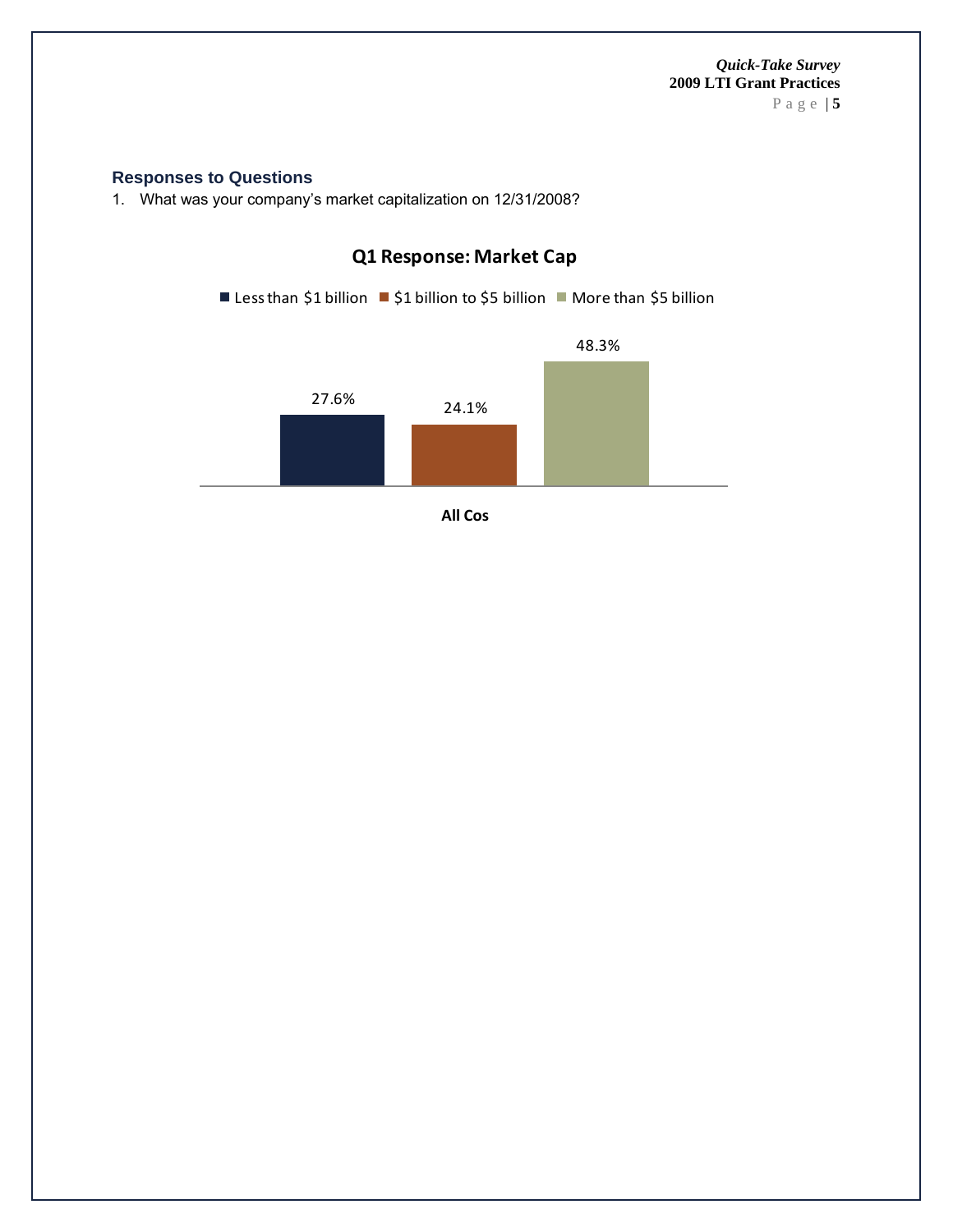## Responses to Questions

1. What was your company's market capitalization on 12/31/2008?

**Q1 Response: Market Cap**

| All Cos | Less than $1 billion | $1 billion to $5 billion | More than $5 billion |
|---|---|---|---|
| | 27.6% | 24.1% | 48.3% |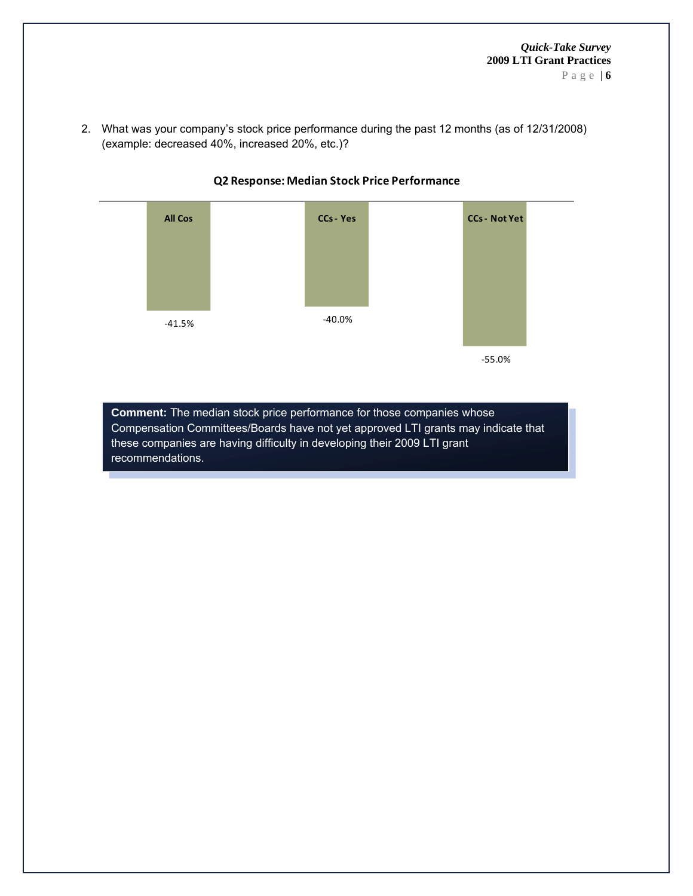2. What was your company's stock price performance during the past 12 months (as of 12/31/2008) (example: decreased 40%, increased 20%, etc.)?

**Q2 Response: Median Stock Price Performance**

| All Cos | CCs - Yes | CCs - Not Yet |
|---|---|---|
| -41.5% | -40.0% | -55.0% |

**Comment:** The median stock price performance for those companies whose Compensation Committees/Boards have not yet approved LTI grants may indicate that these companies are having difficulty in developing their 2009 LTI grant recommendations.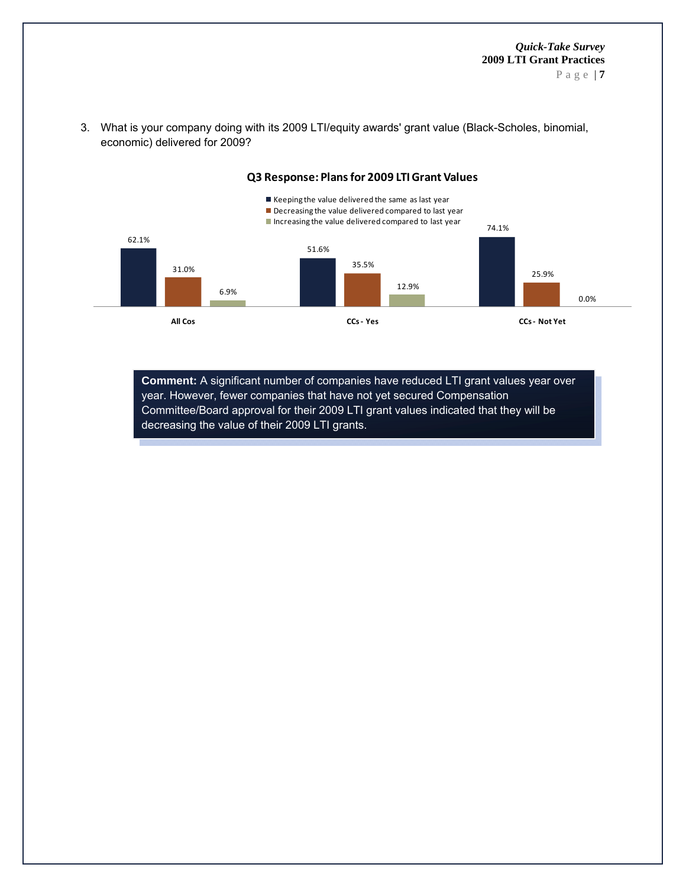3. What is your company doing with its 2009 LTI/equity awards' grant value (Black-Scholes, binomial, economic) delivered for 2009?

**Q3 Response: Plans for 2009 LTI Grant Values**

| | All Cos | CCs - Yes | CCs - Not Yet |
|---|---|---|---|
| Keeping the value delivered the same as last year | 62.1% | 51.6% | 74.1% |
| Decreasing the value delivered compared to last year | 31.0% | 35.5% | 25.9% |
| Increasing the value delivered compared to last year | 6.9% | 12.9% | 0.0% |

**Comment:** A significant number of companies have reduced LTI grant values year over year. However, fewer companies that have not yet secured Compensation Committee/Board approval for their 2009 LTI grant values indicated that they will be decreasing the value of their 2009 LTI grants.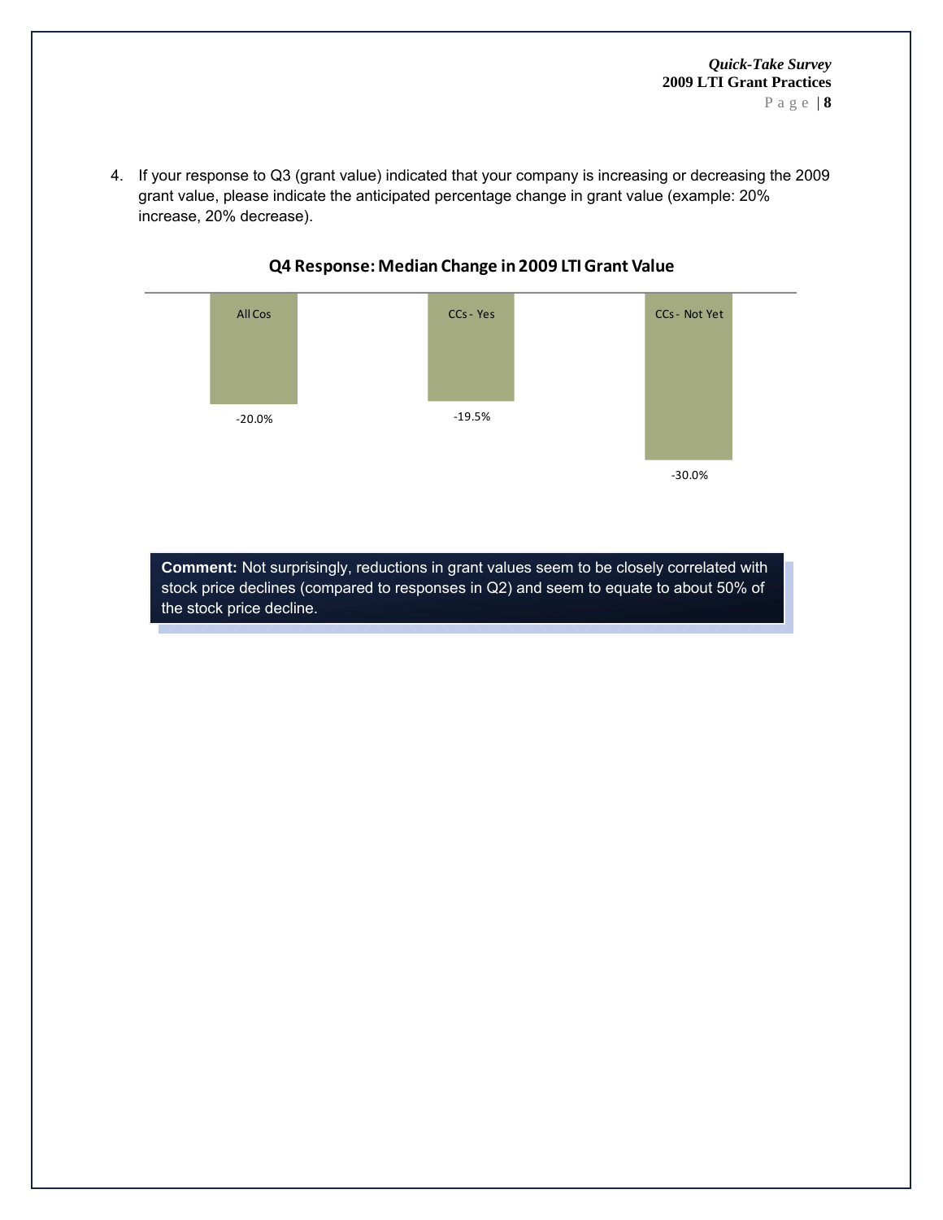4. If your response to Q3 (grant value) indicated that your company is increasing or decreasing the 2009 grant value, please indicate the anticipated percentage change in grant value (example: 20% increase, 20% decrease).

**Q4 Response: Median Change in 2009 LTI Grant Value**

| | All Cos | CCs - Yes | CCs - Not Yet |
|---|---|---|---|
| Median Change | -20.0% | -19.5% | -30.0% |

**Comment:** Not surprisingly, reductions in grant values seem to be closely correlated with stock price declines (compared to responses in Q2) and seem to equate to about 50% of the stock price decline.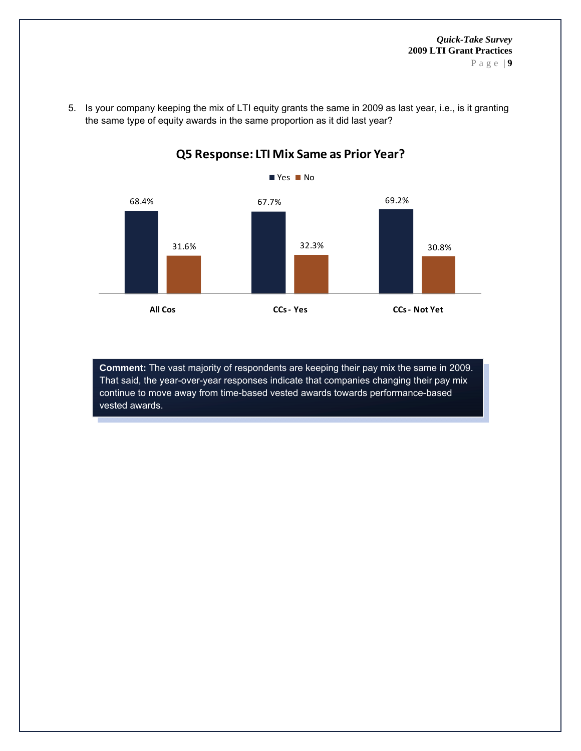5. Is your company keeping the mix of LTI equity grants the same in 2009 as last year, i.e., is it granting the same type of equity awards in the same proportion as it did last year?

**Q5 Response: LTI Mix Same as Prior Year?**

| | Yes | No |
|---|---|---|
| All Cos | 68.4% | 31.6% |
| CCs - Yes | 67.7% | 32.3% |
| CCs - Not Yet | 69.2% | 30.8% |

**Comment:** The vast majority of respondents are keeping their pay mix the same in 2009. That said, the year-over-year responses indicate that companies changing their pay mix continue to move away from time-based vested awards towards performance-based vested awards.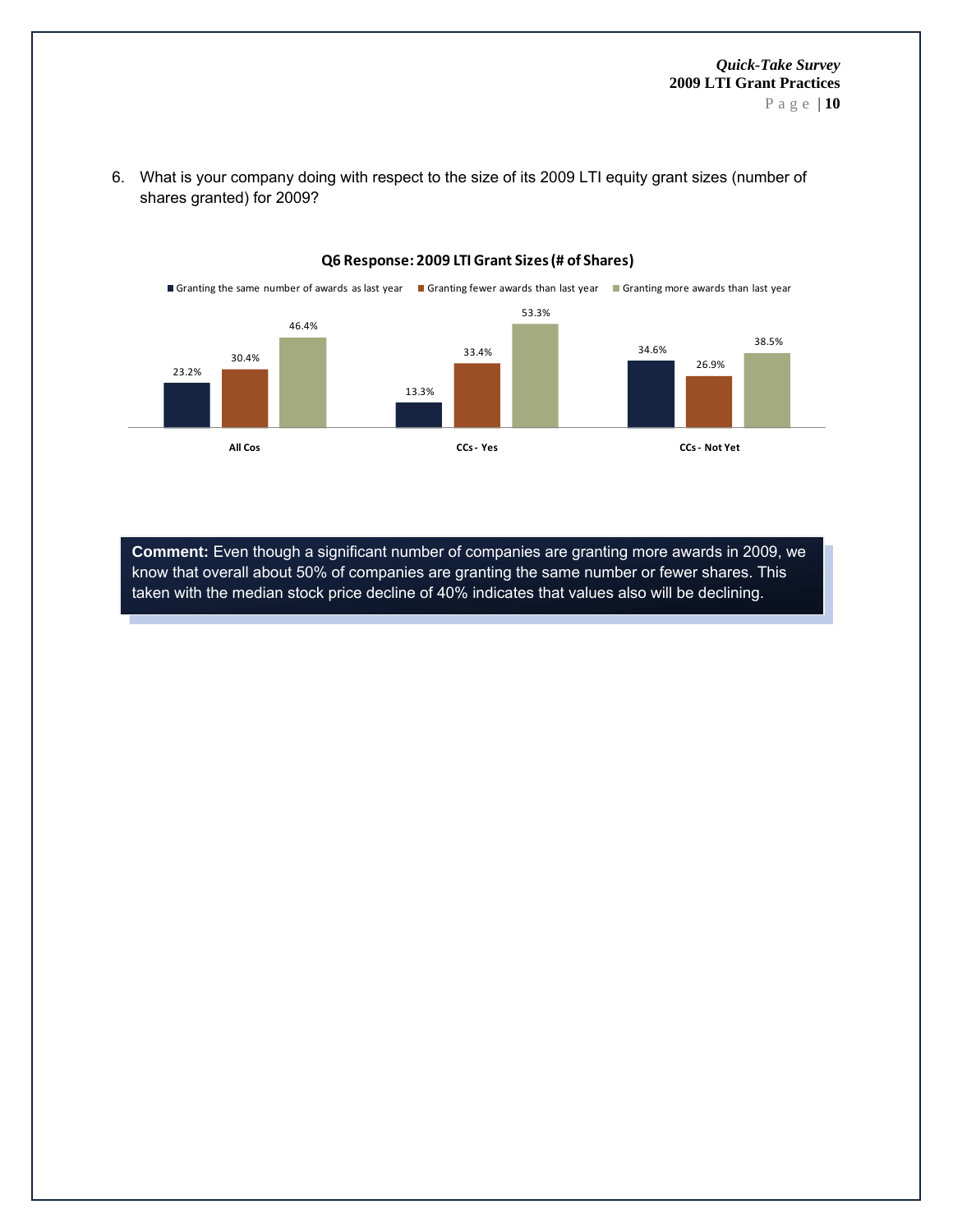6. What is your company doing with respect to the size of its 2009 LTI equity grant sizes (number of shares granted) for 2009?

**Q6 Response: 2009 LTI Grant Sizes (# of Shares)**

| | Granting the same number of awards as last year | Granting fewer awards than last year | Granting more awards than last year |
|---|---|---|---|
| All Cos | 23.2% | 30.4% | 46.4% |
| CCs - Yes | 13.3% | 33.4% | 53.3% |
| CCs - Not Yet | 34.6% | 26.9% | 38.5% |

**Comment:** Even though a significant number of companies are granting more awards in 2009, we know that overall about 50% of companies are granting the same number or fewer shares. This taken with the median stock price decline of 40% indicates that values also will be declining.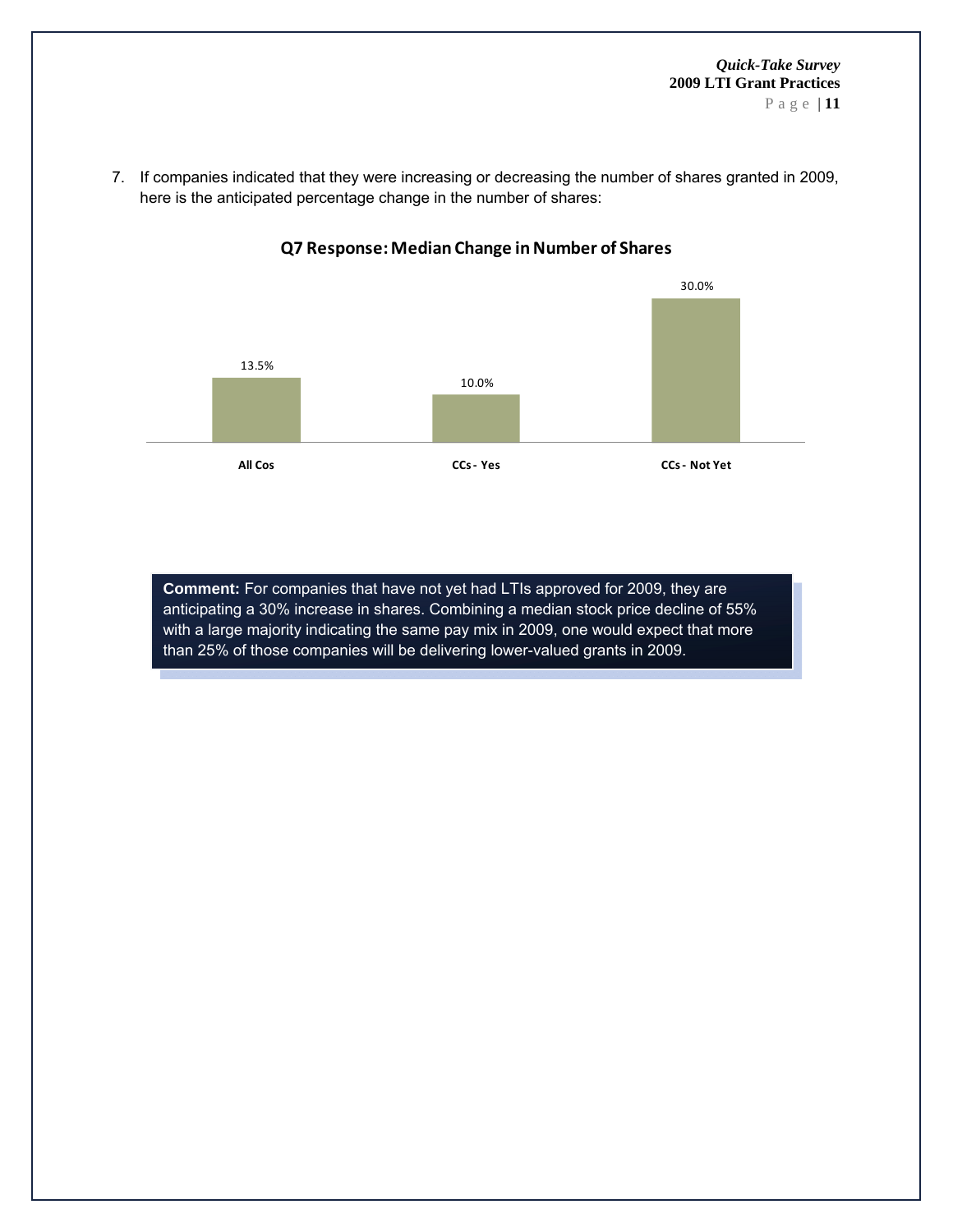7. If companies indicated that they were increasing or decreasing the number of shares granted in 2009, here is the anticipated percentage change in the number of shares:

**Q7 Response: Median Change in Number of Shares**

| All Cos | CCs - Yes | CCs - Not Yet |
|---|---|---|
| 13.5% | 10.0% | 30.0% |

**Comment:** For companies that have not yet had LTIs approved for 2009, they are anticipating a 30% increase in shares. Combining a median stock price decline of 55% with a large majority indicating the same pay mix in 2009, one would expect that more than 25% of those companies will be delivering lower-valued grants in 2009.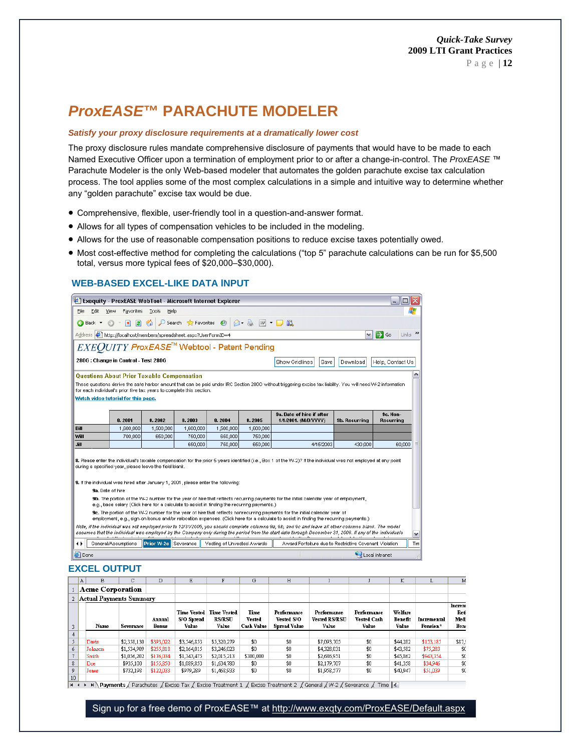# ProxEASE™ PARACHUTE MODELER

***Satisfy your proxy disclosure requirements at a dramatically lower cost***

The proxy disclosure rules mandate comprehensive disclosure of payments that would have to be made to each Named Executive Officer upon a termination of employment prior to or after a change-in-control. The *ProxEASE* ™ Parachute Modeler is the only Web-based modeler that automates the golden parachute excise tax calculation process. The tool applies some of the most complex calculations in a simple and intuitive way to determine whether any "golden parachute" excise tax would be due.

- Comprehensive, flexible, user-friendly tool in a question-and-answer format.
- Allows for all types of compensation vehicles to be included in the modeling.
- Allows for the use of reasonable compensation positions to reduce excise taxes potentially owed.
- Most cost-effective method for completing the calculations ("top 5" parachute calculations can be run for $5,500 total, versus more typical fees of $20,000–$30,000).

## WEB-BASED EXCEL-LIKE DATA INPUT

Exequity - ProxEASE WebTool - Microsoft Internet Explorer

EXEQUITY ProxEASE™ Webtool - Patent Pending

280G : Change in Control - Test 280G

Show Gridlines | Save | Download | Help, Contact Us

**Questions About Prior Taxable Compensation**

These questions derive the safe harbor amount that can be paid under IRC Section 280G without triggering excise tax liability. You will need W-2 information for each individual's prior five tax years to complete this section.

Watch video tutorial for this page.

| | 8. 2001 | 8. 2002 | 8. 2003 | 8. 2004 | 8. 2005 | 9a. Date of hire if after 1/1/2001. (M/D/YYYY) | 9b. Recurring | 9c. Non-Recurring |
|---|---|---|---|---|---|---|---|---|
| Bill | 1,500,000 | 1,500,000 | 1,600,000 | 1,500,000 | 1,600,000 | | | |
| Will | 700,000 | 650,000 | 750,000 | 650,000 | 750,000 | | | |
| Jill | | | 650,000 | 750,000 | 650,000 | 4/15/2003 | 430,000 | 60,000 |

**8.** Please enter the individual's taxable compensation for the prior 5 years identified (i.e., Box 1 of the W-2)? If the individual was not employed at any point during a specified year, please leave the field blank.

**9.** If the individual was hired after January 1, 2001, please enter the following:

9a. Date of hire

9b. The portion of the W-2 number for the year of hire that reflects recurring payments for the initial calendar year of employment, e.g., base salary (Click here for a calculate to assist in finding the recurring payments.)

9c. The portion of the W-2 number for the year of hire that reflects nonrecurring payments for the initial calendar year of employment, e.g., sign-on bonus and/or relocation expenses. (Click here for a calculate to assist in finding the recurring payments.)

*Note, if the individual was not employed prior to 12/31/2005, you should complete columns 9a, 9b, and 9c and leave all other columns blank. The model assumes that the individual was employed by the Company only during the period from the start date through December 31, 2006. If any of the individuals*

General/Assumptions | Prior W-2s | Severance | Vesting of Unvested Awards | Award Forfeiture due to Restrictive Covenant Violation | Tim

## EXCEL OUTPUT

**Acme Corporation**

**Actual Payments Summary**

| Name | Severance | Annual Bonus | Time Vested S/O Spread Value | Time Vested RS/RSU Value | Time Vested Cash Value | Performance Vested S/O Spread Value | Performance Vested RS/RSU Value | Performance Vested Cash Value | Welfare Benefit Value | Incremental Pension* | Increm Ret Medi Bene |
|---|---|---|---|---|---|---|---|---|---|---|---|
| Davis | $2,338,130 | $393,022 | $3,546,853 | $5,320,279 | $0 | $0 | $7,093,705 | $0 | $44,282 | $153,181 | $87, |
| Johnson | $1,534,909 | $255,818 | $2,164,015 | $3,246,023 | $0 | $0 | $4,328,031 | $0 | $43,582 | $75,283 | $0 |
| Smith | $1,056,202 | $176,034 | $1,343,475 | $2,015,213 | $300,000 | $0 | $2,686,951 | $0 | $45,862 | $943,354 | $0 |
| Doe | $935,100 | $155,850 | $1,089,853 | $1,634,780 | $0 | $0 | $2,179,707 | $0 | $41,358 | $34,946 | $0 |
| Jones | $732,198 | $122,033 | $979,289 | $1,468,933 | $0 | $0 | $1,958,577 | $0 | $40,947 | $51,039 | $0 |

Payments | Parachutes | Excise Tax | Excise Treatment 1 | Excise Treatment 2 | General | W-2 | Severance | Time

Sign up for a free demo of ProxEASE™ at http://www.exqty.com/ProxEASE/Default.aspx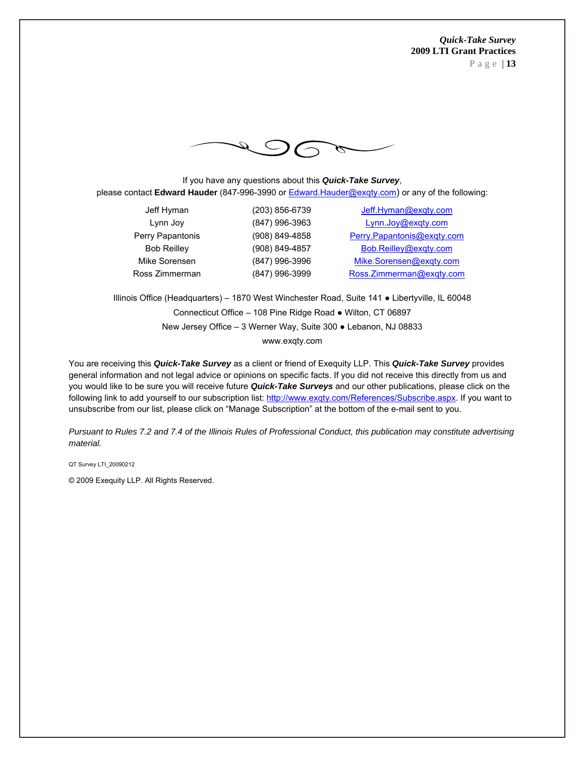If you have any questions about this ***Quick-Take Survey***,
please contact **Edward Hauder** (847-996-3990 or Edward.Hauder@exqty.com) or any of the following:

| | | |
|---|---|---|
| Jeff Hyman | (203) 856-6739 | Jeff.Hyman@exqty.com |
| Lynn Joy | (847) 996-3963 | Lynn.Joy@exqty.com |
| Perry Papantonis | (908) 849-4858 | Perry.Papantonis@exqty.com |
| Bob Reilley | (908) 849-4857 | Bob.Reilley@exqty.com |
| Mike Sorensen | (847) 996-3996 | Mike.Sorensen@exqty.com |
| Ross Zimmerman | (847) 996-3999 | Ross.Zimmerman@exqty.com |

Illinois Office (Headquarters) – 1870 West Winchester Road, Suite 141 ● Libertyville, IL 60048

Connecticut Office – 108 Pine Ridge Road ● Wilton, CT 06897

New Jersey Office – 3 Werner Way, Suite 300 ● Lebanon, NJ 08833

www.exqty.com

You are receiving this ***Quick-Take Survey*** as a client or friend of Exequity LLP. This ***Quick-Take Survey*** provides general information and not legal advice or opinions on specific facts. If you did not receive this directly from us and you would like to be sure you will receive future ***Quick-Take Surveys*** and our other publications, please click on the following link to add yourself to our subscription list: http://www.exqty.com/References/Subscribe.aspx. If you want to unsubscribe from our list, please click on "Manage Subscription" at the bottom of the e-mail sent to you.

*Pursuant to Rules 7.2 and 7.4 of the Illinois Rules of Professional Conduct, this publication may constitute advertising material.*

QT Survey LTI_20090212

© 2009 Exequity LLP. All Rights Reserved.